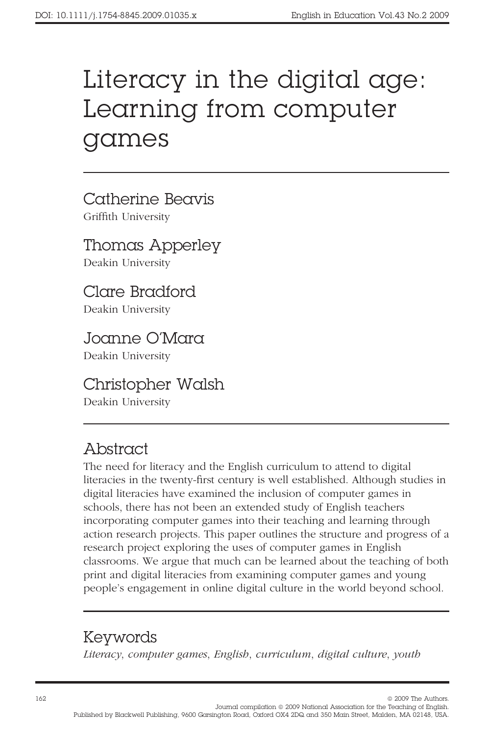# Literacy in the digital age: Learning from computer games

Catherine Beavis
Griffith University

Thomas Apperley
Deakin University

Clare Bradford
Deakin University

Joanne O'Mara
Deakin University

Christopher Walsh
Deakin University

## Abstract

The need for literacy and the English curriculum to attend to digital literacies in the twenty-first century is well established. Although studies in digital literacies have examined the inclusion of computer games in schools, there has not been an extended study of English teachers incorporating computer games into their teaching and learning through action research projects. This paper outlines the structure and progress of a research project exploring the uses of computer games in English classrooms. We argue that much can be learned about the teaching of both print and digital literacies from examining computer games and young people's engagement in online digital culture in the world beyond school.

## Keywords

*Literacy, computer games, English, curriculum, digital culture, youth*

© 2009 The Authors.
Journal compilation © 2009 National Association for the Teaching of English.
Published by Blackwell Publishing, 9600 Garsington Road, Oxford OX4 2DQ and 350 Main Street, Malden, MA 02148, USA.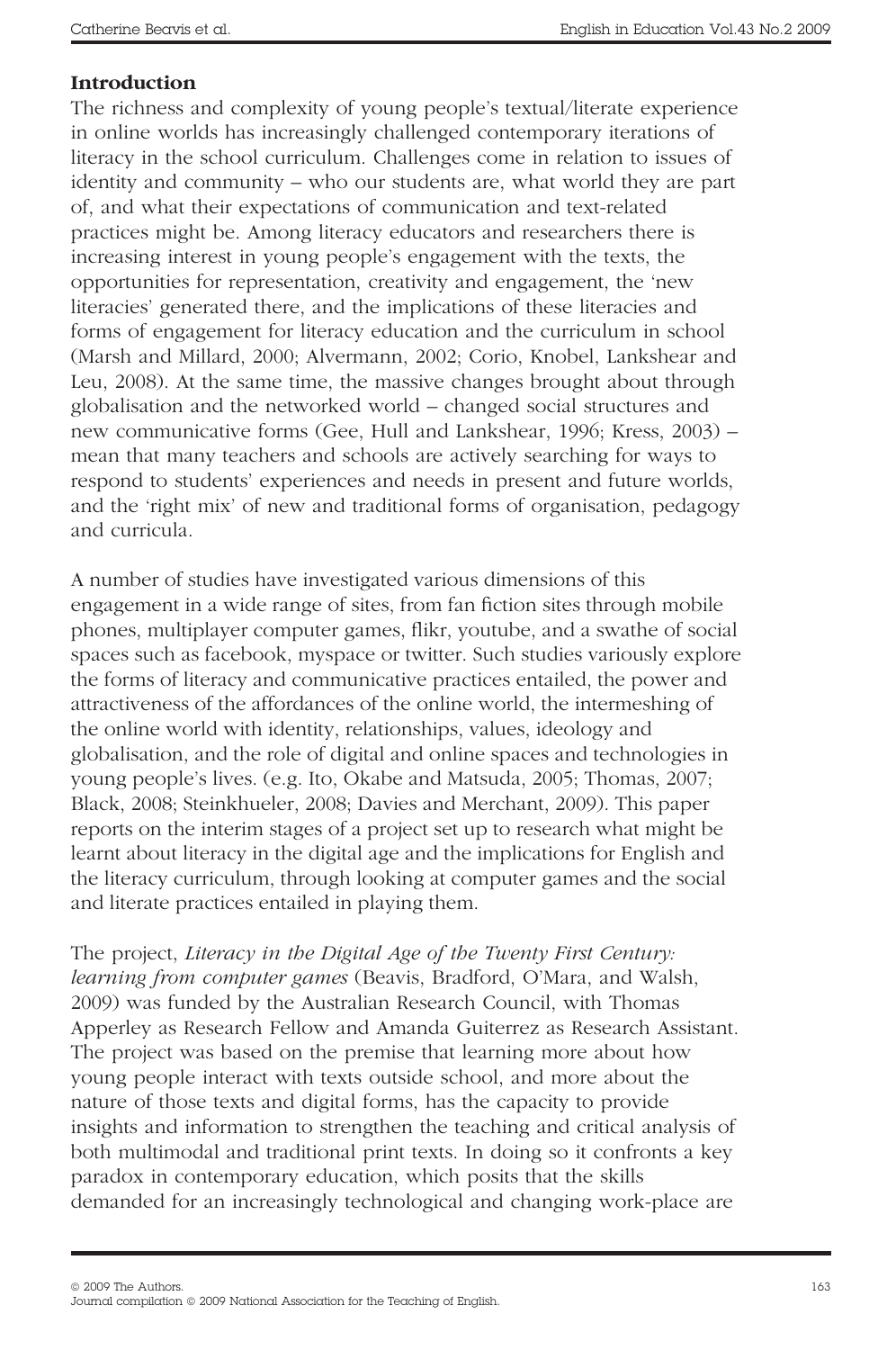**Introduction**

The richness and complexity of young people's textual/literate experience in online worlds has increasingly challenged contemporary iterations of literacy in the school curriculum. Challenges come in relation to issues of identity and community – who our students are, what world they are part of, and what their expectations of communication and text-related practices might be. Among literacy educators and researchers there is increasing interest in young people's engagement with the texts, the opportunities for representation, creativity and engagement, the 'new literacies' generated there, and the implications of these literacies and forms of engagement for literacy education and the curriculum in school (Marsh and Millard, 2000; Alvermann, 2002; Corio, Knobel, Lankshear and Leu, 2008). At the same time, the massive changes brought about through globalisation and the networked world – changed social structures and new communicative forms (Gee, Hull and Lankshear, 1996; Kress, 2003) – mean that many teachers and schools are actively searching for ways to respond to students' experiences and needs in present and future worlds, and the 'right mix' of new and traditional forms of organisation, pedagogy and curricula.

A number of studies have investigated various dimensions of this engagement in a wide range of sites, from fan fiction sites through mobile phones, multiplayer computer games, flikr, youtube, and a swathe of social spaces such as facebook, myspace or twitter. Such studies variously explore the forms of literacy and communicative practices entailed, the power and attractiveness of the affordances of the online world, the intermeshing of the online world with identity, relationships, values, ideology and globalisation, and the role of digital and online spaces and technologies in young people's lives. (e.g. Ito, Okabe and Matsuda, 2005; Thomas, 2007; Black, 2008; Steinkhueler, 2008; Davies and Merchant, 2009). This paper reports on the interim stages of a project set up to research what might be learnt about literacy in the digital age and the implications for English and the literacy curriculum, through looking at computer games and the social and literate practices entailed in playing them.

The project, *Literacy in the Digital Age of the Twenty First Century: learning from computer games* (Beavis, Bradford, O'Mara, and Walsh, 2009) was funded by the Australian Research Council, with Thomas Apperley as Research Fellow and Amanda Guiterrez as Research Assistant. The project was based on the premise that learning more about how young people interact with texts outside school, and more about the nature of those texts and digital forms, has the capacity to provide insights and information to strengthen the teaching and critical analysis of both multimodal and traditional print texts. In doing so it confronts a key paradox in contemporary education, which posits that the skills demanded for an increasingly technological and changing work-place are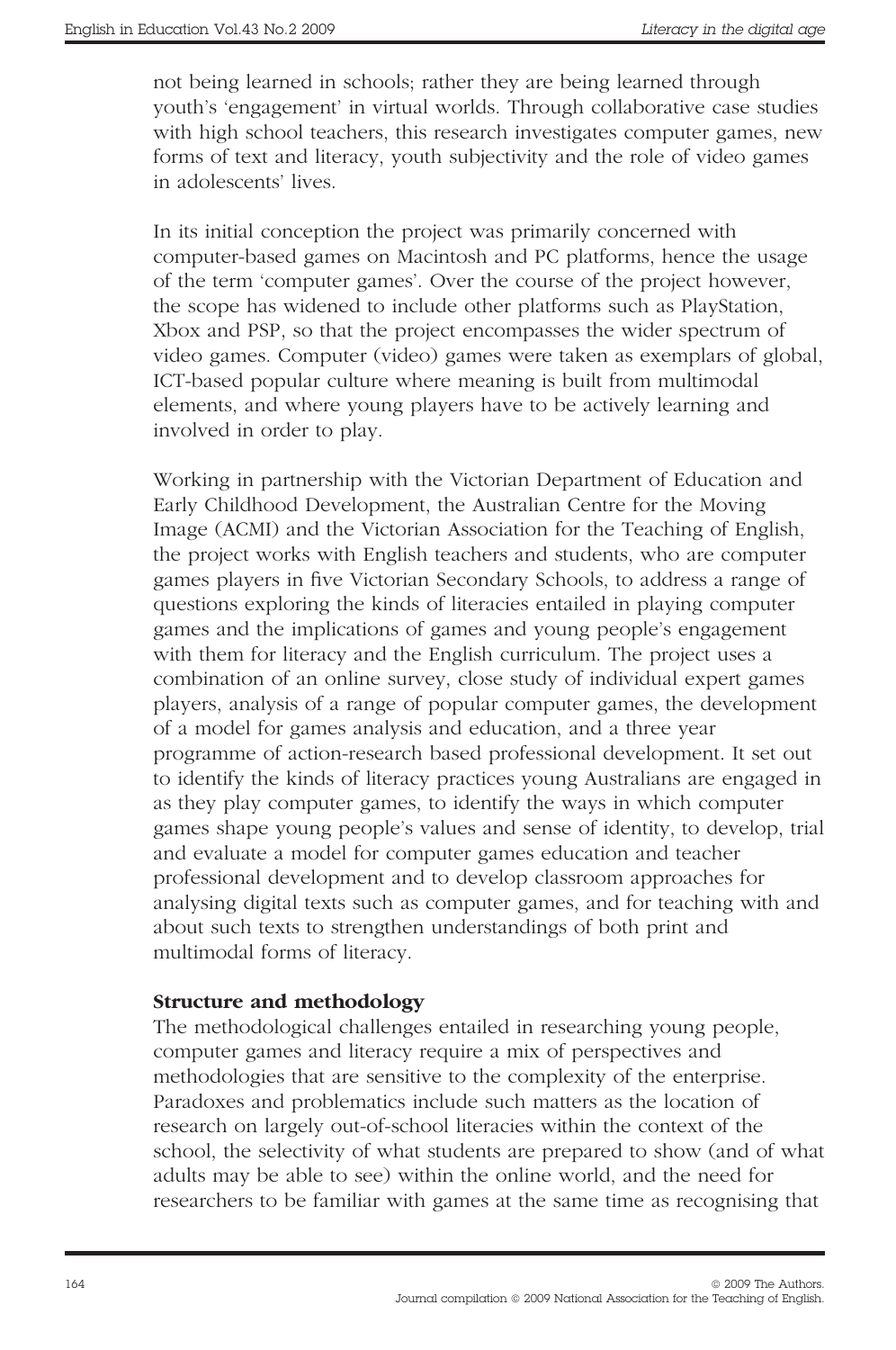not being learned in schools; rather they are being learned through youth's 'engagement' in virtual worlds. Through collaborative case studies with high school teachers, this research investigates computer games, new forms of text and literacy, youth subjectivity and the role of video games in adolescents' lives.

In its initial conception the project was primarily concerned with computer-based games on Macintosh and PC platforms, hence the usage of the term 'computer games'. Over the course of the project however, the scope has widened to include other platforms such as PlayStation, Xbox and PSP, so that the project encompasses the wider spectrum of video games. Computer (video) games were taken as exemplars of global, ICT-based popular culture where meaning is built from multimodal elements, and where young players have to be actively learning and involved in order to play.

Working in partnership with the Victorian Department of Education and Early Childhood Development, the Australian Centre for the Moving Image (ACMI) and the Victorian Association for the Teaching of English, the project works with English teachers and students, who are computer games players in five Victorian Secondary Schools, to address a range of questions exploring the kinds of literacies entailed in playing computer games and the implications of games and young people's engagement with them for literacy and the English curriculum. The project uses a combination of an online survey, close study of individual expert games players, analysis of a range of popular computer games, the development of a model for games analysis and education, and a three year programme of action-research based professional development. It set out to identify the kinds of literacy practices young Australians are engaged in as they play computer games, to identify the ways in which computer games shape young people's values and sense of identity, to develop, trial and evaluate a model for computer games education and teacher professional development and to develop classroom approaches for analysing digital texts such as computer games, and for teaching with and about such texts to strengthen understandings of both print and multimodal forms of literacy.

## Structure and methodology

The methodological challenges entailed in researching young people, computer games and literacy require a mix of perspectives and methodologies that are sensitive to the complexity of the enterprise. Paradoxes and problematics include such matters as the location of research on largely out-of-school literacies within the context of the school, the selectivity of what students are prepared to show (and of what adults may be able to see) within the online world, and the need for researchers to be familiar with games at the same time as recognising that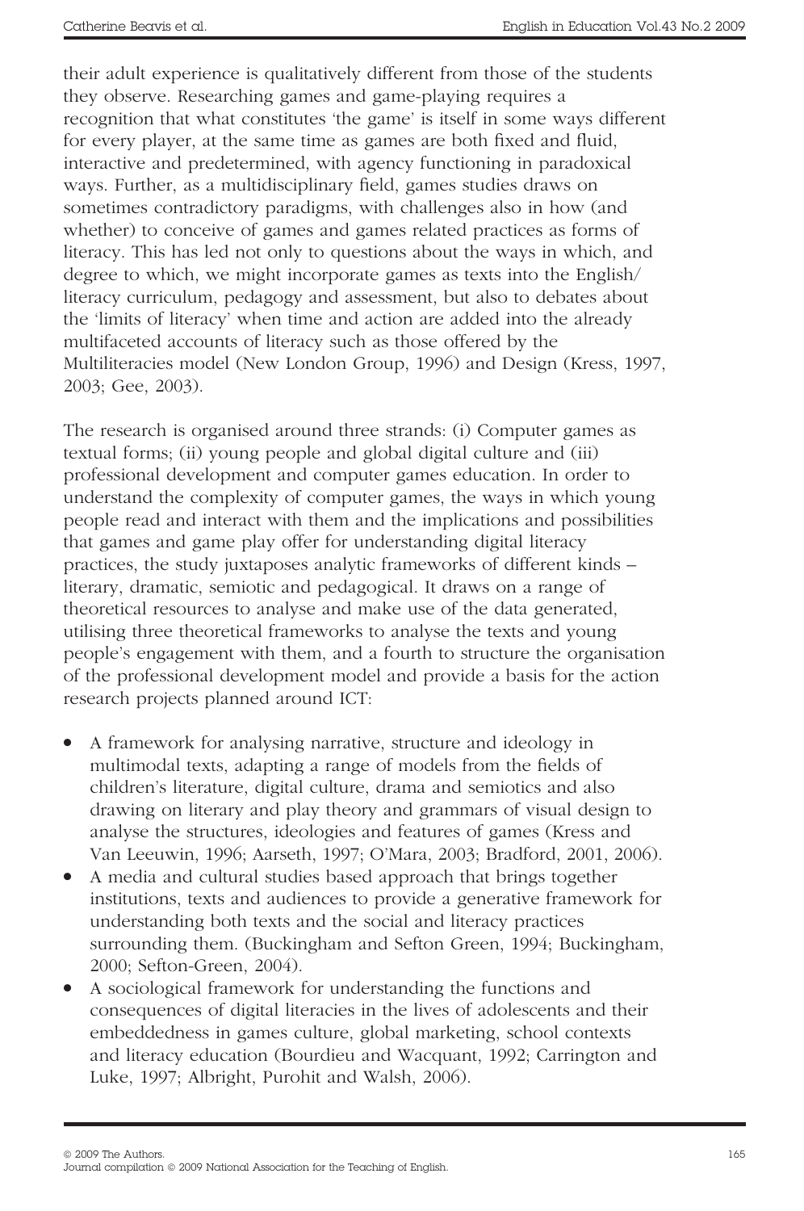their adult experience is qualitatively different from those of the students they observe. Researching games and game-playing requires a recognition that what constitutes 'the game' is itself in some ways different for every player, at the same time as games are both fixed and fluid, interactive and predetermined, with agency functioning in paradoxical ways. Further, as a multidisciplinary field, games studies draws on sometimes contradictory paradigms, with challenges also in how (and whether) to conceive of games and games related practices as forms of literacy. This has led not only to questions about the ways in which, and degree to which, we might incorporate games as texts into the English/literacy curriculum, pedagogy and assessment, but also to debates about the 'limits of literacy' when time and action are added into the already multifaceted accounts of literacy such as those offered by the Multiliteracies model (New London Group, 1996) and Design (Kress, 1997, 2003; Gee, 2003).

The research is organised around three strands: (i) Computer games as textual forms; (ii) young people and global digital culture and (iii) professional development and computer games education. In order to understand the complexity of computer games, the ways in which young people read and interact with them and the implications and possibilities that games and game play offer for understanding digital literacy practices, the study juxtaposes analytic frameworks of different kinds – literary, dramatic, semiotic and pedagogical. It draws on a range of theoretical resources to analyse and make use of the data generated, utilising three theoretical frameworks to analyse the texts and young people's engagement with them, and a fourth to structure the organisation of the professional development model and provide a basis for the action research projects planned around ICT:

- A framework for analysing narrative, structure and ideology in multimodal texts, adapting a range of models from the fields of children's literature, digital culture, drama and semiotics and also drawing on literary and play theory and grammars of visual design to analyse the structures, ideologies and features of games (Kress and Van Leeuwin, 1996; Aarseth, 1997; O'Mara, 2003; Bradford, 2001, 2006).
- A media and cultural studies based approach that brings together institutions, texts and audiences to provide a generative framework for understanding both texts and the social and literacy practices surrounding them. (Buckingham and Sefton Green, 1994; Buckingham, 2000; Sefton-Green, 2004).
- A sociological framework for understanding the functions and consequences of digital literacies in the lives of adolescents and their embeddedness in games culture, global marketing, school contexts and literacy education (Bourdieu and Wacquant, 1992; Carrington and Luke, 1997; Albright, Purohit and Walsh, 2006).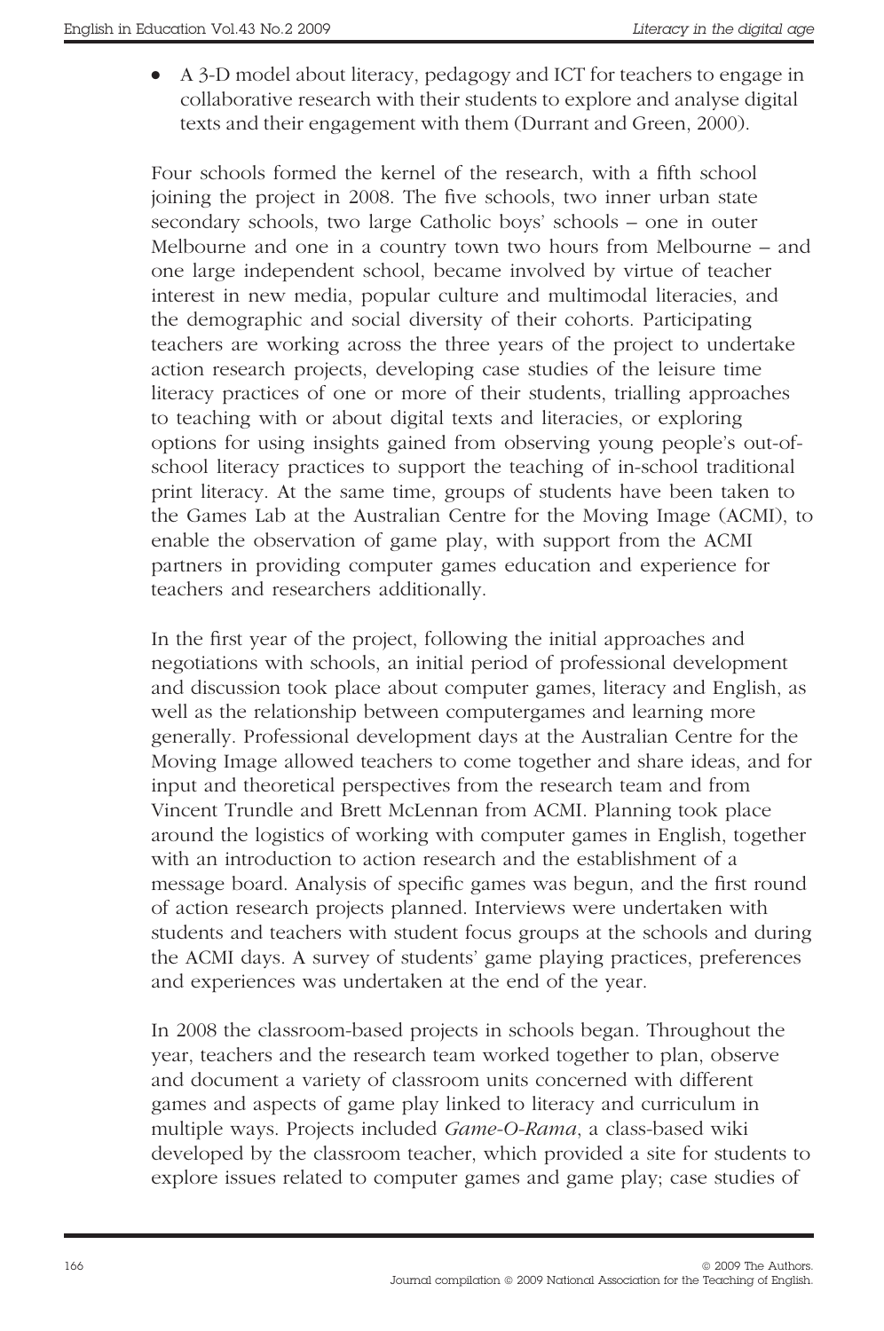- A 3-D model about literacy, pedagogy and ICT for teachers to engage in collaborative research with their students to explore and analyse digital texts and their engagement with them (Durrant and Green, 2000).

Four schools formed the kernel of the research, with a fifth school joining the project in 2008. The five schools, two inner urban state secondary schools, two large Catholic boys' schools – one in outer Melbourne and one in a country town two hours from Melbourne – and one large independent school, became involved by virtue of teacher interest in new media, popular culture and multimodal literacies, and the demographic and social diversity of their cohorts. Participating teachers are working across the three years of the project to undertake action research projects, developing case studies of the leisure time literacy practices of one or more of their students, trialling approaches to teaching with or about digital texts and literacies, or exploring options for using insights gained from observing young people's out-of-school literacy practices to support the teaching of in-school traditional print literacy. At the same time, groups of students have been taken to the Games Lab at the Australian Centre for the Moving Image (ACMI), to enable the observation of game play, with support from the ACMI partners in providing computer games education and experience for teachers and researchers additionally.

In the first year of the project, following the initial approaches and negotiations with schools, an initial period of professional development and discussion took place about computer games, literacy and English, as well as the relationship between computergames and learning more generally. Professional development days at the Australian Centre for the Moving Image allowed teachers to come together and share ideas, and for input and theoretical perspectives from the research team and from Vincent Trundle and Brett McLennan from ACMI. Planning took place around the logistics of working with computer games in English, together with an introduction to action research and the establishment of a message board. Analysis of specific games was begun, and the first round of action research projects planned. Interviews were undertaken with students and teachers with student focus groups at the schools and during the ACMI days. A survey of students' game playing practices, preferences and experiences was undertaken at the end of the year.

In 2008 the classroom-based projects in schools began. Throughout the year, teachers and the research team worked together to plan, observe and document a variety of classroom units concerned with different games and aspects of game play linked to literacy and curriculum in multiple ways. Projects included *Game-O-Rama*, a class-based wiki developed by the classroom teacher, which provided a site for students to explore issues related to computer games and game play; case studies of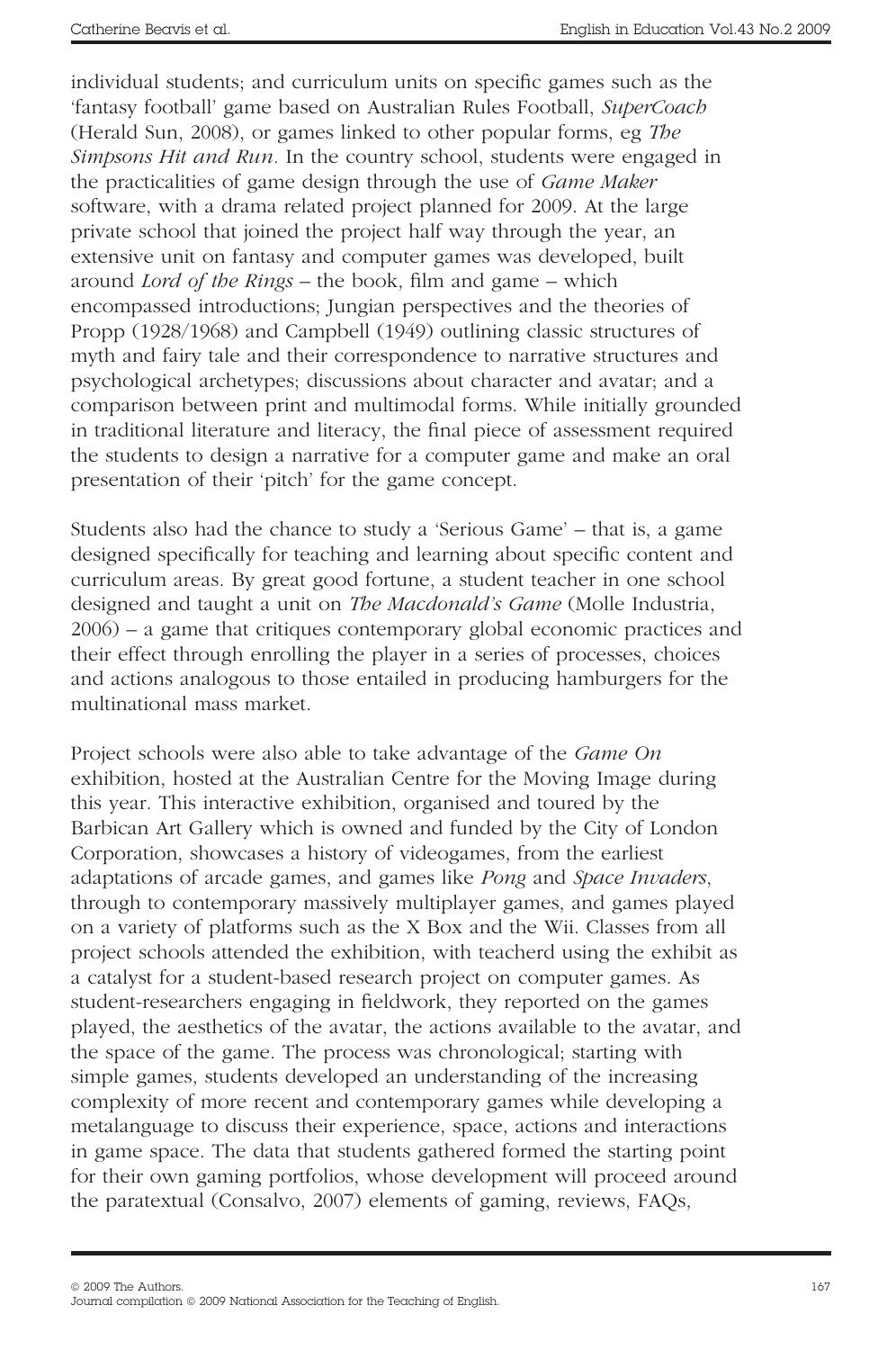individual students; and curriculum units on specific games such as the 'fantasy football' game based on Australian Rules Football, *SuperCoach* (Herald Sun, 2008), or games linked to other popular forms, eg *The Simpsons Hit and Run*. In the country school, students were engaged in the practicalities of game design through the use of *Game Maker* software, with a drama related project planned for 2009. At the large private school that joined the project half way through the year, an extensive unit on fantasy and computer games was developed, built around *Lord of the Rings* – the book, film and game – which encompassed introductions; Jungian perspectives and the theories of Propp (1928/1968) and Campbell (1949) outlining classic structures of myth and fairy tale and their correspondence to narrative structures and psychological archetypes; discussions about character and avatar; and a comparison between print and multimodal forms. While initially grounded in traditional literature and literacy, the final piece of assessment required the students to design a narrative for a computer game and make an oral presentation of their 'pitch' for the game concept.

Students also had the chance to study a 'Serious Game' – that is, a game designed specifically for teaching and learning about specific content and curriculum areas. By great good fortune, a student teacher in one school designed and taught a unit on *The Macdonald's Game* (Molle Industria, 2006) – a game that critiques contemporary global economic practices and their effect through enrolling the player in a series of processes, choices and actions analogous to those entailed in producing hamburgers for the multinational mass market.

Project schools were also able to take advantage of the *Game On* exhibition, hosted at the Australian Centre for the Moving Image during this year. This interactive exhibition, organised and toured by the Barbican Art Gallery which is owned and funded by the City of London Corporation, showcases a history of videogames, from the earliest adaptations of arcade games, and games like *Pong* and *Space Invaders*, through to contemporary massively multiplayer games, and games played on a variety of platforms such as the X Box and the Wii. Classes from all project schools attended the exhibition, with teacherd using the exhibit as a catalyst for a student-based research project on computer games. As student-researchers engaging in fieldwork, they reported on the games played, the aesthetics of the avatar, the actions available to the avatar, and the space of the game. The process was chronological; starting with simple games, students developed an understanding of the increasing complexity of more recent and contemporary games while developing a metalanguage to discuss their experience, space, actions and interactions in game space. The data that students gathered formed the starting point for their own gaming portfolios, whose development will proceed around the paratextual (Consalvo, 2007) elements of gaming, reviews, FAQs,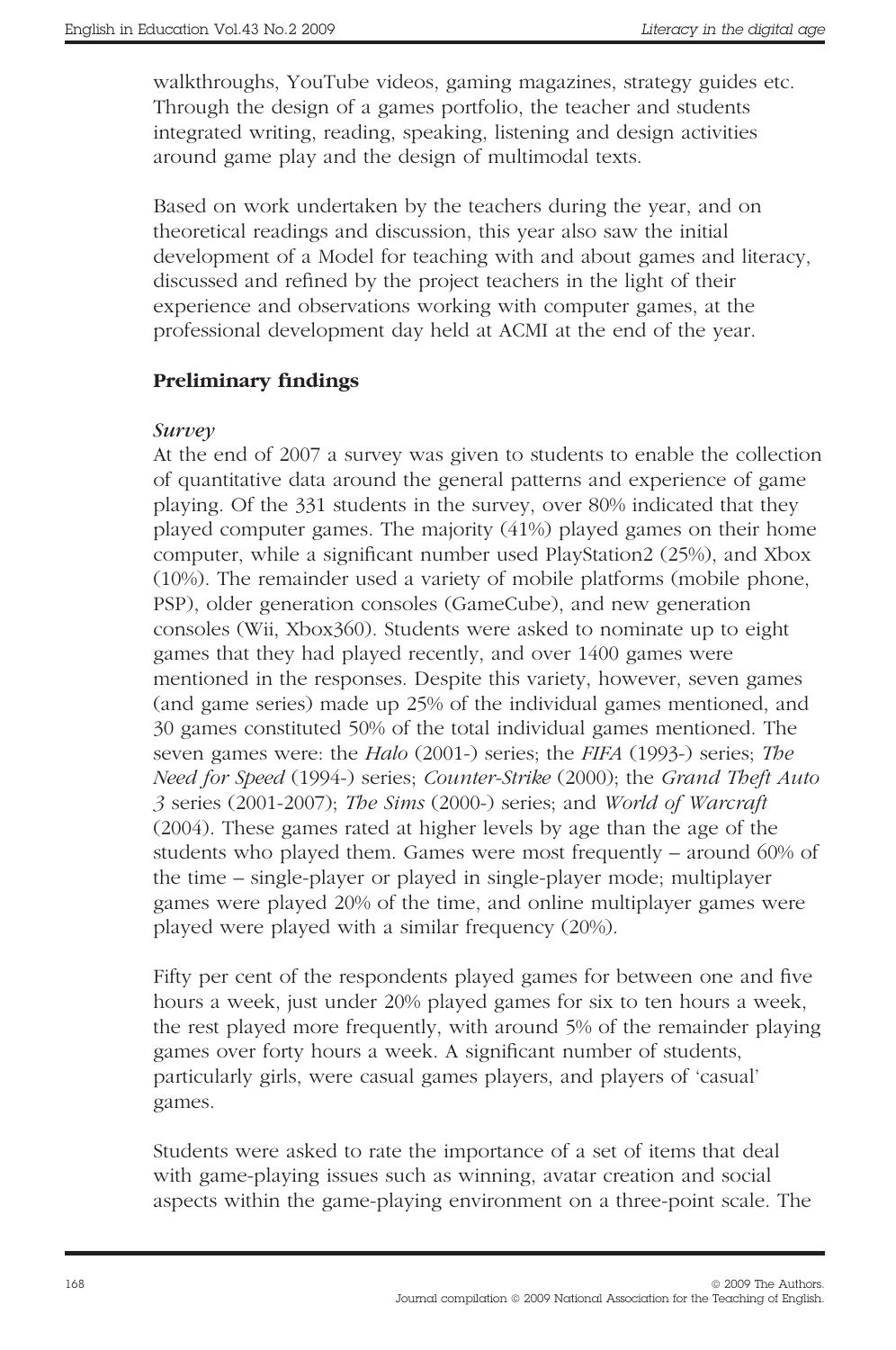walkthroughs, YouTube videos, gaming magazines, strategy guides etc. Through the design of a games portfolio, the teacher and students integrated writing, reading, speaking, listening and design activities around game play and the design of multimodal texts.

Based on work undertaken by the teachers during the year, and on theoretical readings and discussion, this year also saw the initial development of a Model for teaching with and about games and literacy, discussed and refined by the project teachers in the light of their experience and observations working with computer games, at the professional development day held at ACMI at the end of the year.

### Preliminary findings

#### *Survey*

At the end of 2007 a survey was given to students to enable the collection of quantitative data around the general patterns and experience of game playing. Of the 331 students in the survey, over 80% indicated that they played computer games. The majority (41%) played games on their home computer, while a significant number used PlayStation2 (25%), and Xbox (10%). The remainder used a variety of mobile platforms (mobile phone, PSP), older generation consoles (GameCube), and new generation consoles (Wii, Xbox360). Students were asked to nominate up to eight games that they had played recently, and over 1400 games were mentioned in the responses. Despite this variety, however, seven games (and game series) made up 25% of the individual games mentioned, and 30 games constituted 50% of the total individual games mentioned. The seven games were: the *Halo* (2001-) series; the *FIFA* (1993-) series; *The Need for Speed* (1994-) series; *Counter-Strike* (2000); the *Grand Theft Auto 3* series (2001-2007); *The Sims* (2000-) series; and *World of Warcraft* (2004). These games rated at higher levels by age than the age of the students who played them. Games were most frequently – around 60% of the time – single-player or played in single-player mode; multiplayer games were played 20% of the time, and online multiplayer games were played were played with a similar frequency (20%).

Fifty per cent of the respondents played games for between one and five hours a week, just under 20% played games for six to ten hours a week, the rest played more frequently, with around 5% of the remainder playing games over forty hours a week. A significant number of students, particularly girls, were casual games players, and players of 'casual' games.

Students were asked to rate the importance of a set of items that deal with game-playing issues such as winning, avatar creation and social aspects within the game-playing environment on a three-point scale. The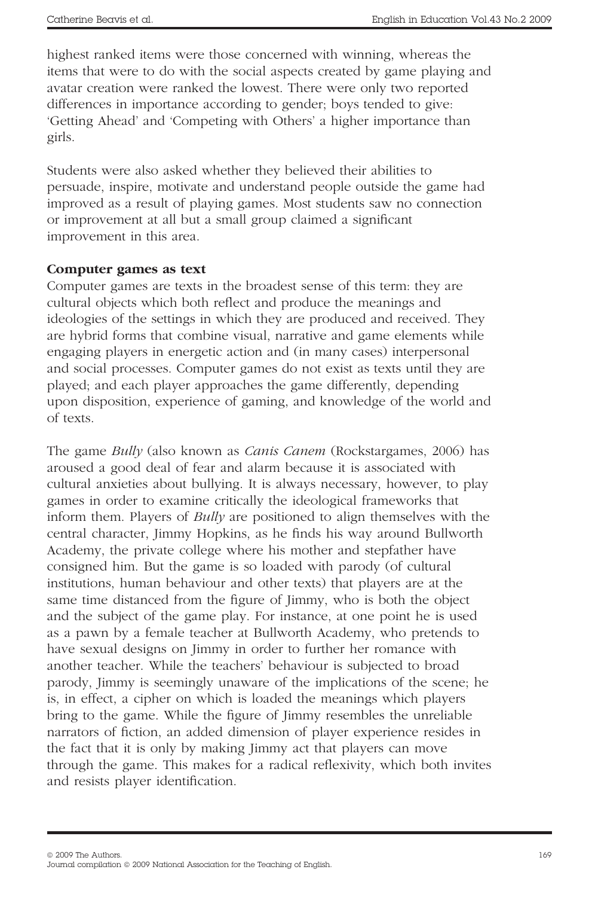highest ranked items were those concerned with winning, whereas the items that were to do with the social aspects created by game playing and avatar creation were ranked the lowest. There were only two reported differences in importance according to gender; boys tended to give: 'Getting Ahead' and 'Competing with Others' a higher importance than girls.

Students were also asked whether they believed their abilities to persuade, inspire, motivate and understand people outside the game had improved as a result of playing games. Most students saw no connection or improvement at all but a small group claimed a significant improvement in this area.

**Computer games as text**

Computer games are texts in the broadest sense of this term: they are cultural objects which both reflect and produce the meanings and ideologies of the settings in which they are produced and received. They are hybrid forms that combine visual, narrative and game elements while engaging players in energetic action and (in many cases) interpersonal and social processes. Computer games do not exist as texts until they are played; and each player approaches the game differently, depending upon disposition, experience of gaming, and knowledge of the world and of texts.

The game *Bully* (also known as *Canis Canem* (Rockstargames, 2006) has aroused a good deal of fear and alarm because it is associated with cultural anxieties about bullying. It is always necessary, however, to play games in order to examine critically the ideological frameworks that inform them. Players of *Bully* are positioned to align themselves with the central character, Jimmy Hopkins, as he finds his way around Bullworth Academy, the private college where his mother and stepfather have consigned him. But the game is so loaded with parody (of cultural institutions, human behaviour and other texts) that players are at the same time distanced from the figure of Jimmy, who is both the object and the subject of the game play. For instance, at one point he is used as a pawn by a female teacher at Bullworth Academy, who pretends to have sexual designs on Jimmy in order to further her romance with another teacher. While the teachers' behaviour is subjected to broad parody, Jimmy is seemingly unaware of the implications of the scene; he is, in effect, a cipher on which is loaded the meanings which players bring to the game. While the figure of Jimmy resembles the unreliable narrators of fiction, an added dimension of player experience resides in the fact that it is only by making Jimmy act that players can move through the game. This makes for a radical reflexivity, which both invites and resists player identification.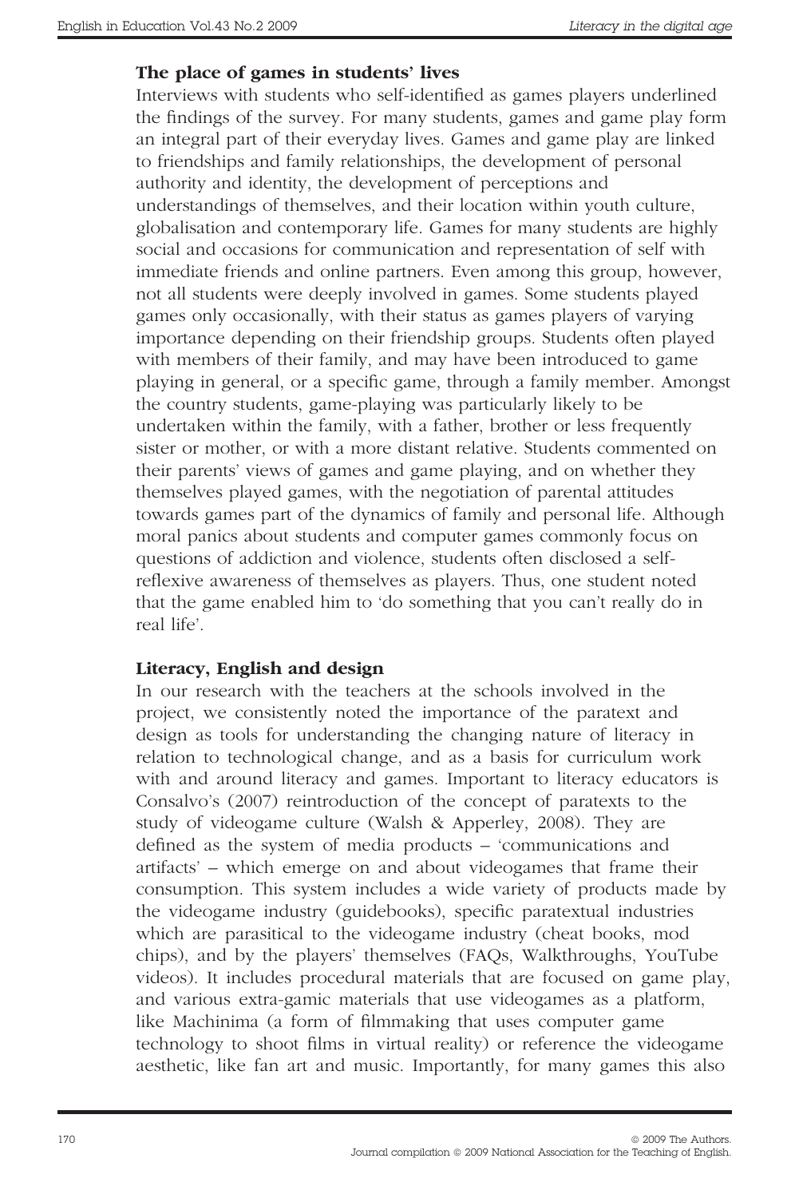### The place of games in students' lives

Interviews with students who self-identified as games players underlined the findings of the survey. For many students, games and game play form an integral part of their everyday lives. Games and game play are linked to friendships and family relationships, the development of personal authority and identity, the development of perceptions and understandings of themselves, and their location within youth culture, globalisation and contemporary life. Games for many students are highly social and occasions for communication and representation of self with immediate friends and online partners. Even among this group, however, not all students were deeply involved in games. Some students played games only occasionally, with their status as games players of varying importance depending on their friendship groups. Students often played with members of their family, and may have been introduced to game playing in general, or a specific game, through a family member. Amongst the country students, game-playing was particularly likely to be undertaken within the family, with a father, brother or less frequently sister or mother, or with a more distant relative. Students commented on their parents' views of games and game playing, and on whether they themselves played games, with the negotiation of parental attitudes towards games part of the dynamics of family and personal life. Although moral panics about students and computer games commonly focus on questions of addiction and violence, students often disclosed a self-reflexive awareness of themselves as players. Thus, one student noted that the game enabled him to 'do something that you can't really do in real life'.

### Literacy, English and design

In our research with the teachers at the schools involved in the project, we consistently noted the importance of the paratext and design as tools for understanding the changing nature of literacy in relation to technological change, and as a basis for curriculum work with and around literacy and games. Important to literacy educators is Consalvo's (2007) reintroduction of the concept of paratexts to the study of videogame culture (Walsh & Apperley, 2008). They are defined as the system of media products – 'communications and artifacts' – which emerge on and about videogames that frame their consumption. This system includes a wide variety of products made by the videogame industry (guidebooks), specific paratextual industries which are parasitical to the videogame industry (cheat books, mod chips), and by the players' themselves (FAQs, Walkthroughs, YouTube videos). It includes procedural materials that are focused on game play, and various extra-gamic materials that use videogames as a platform, like Machinima (a form of filmmaking that uses computer game technology to shoot films in virtual reality) or reference the videogame aesthetic, like fan art and music. Importantly, for many games this also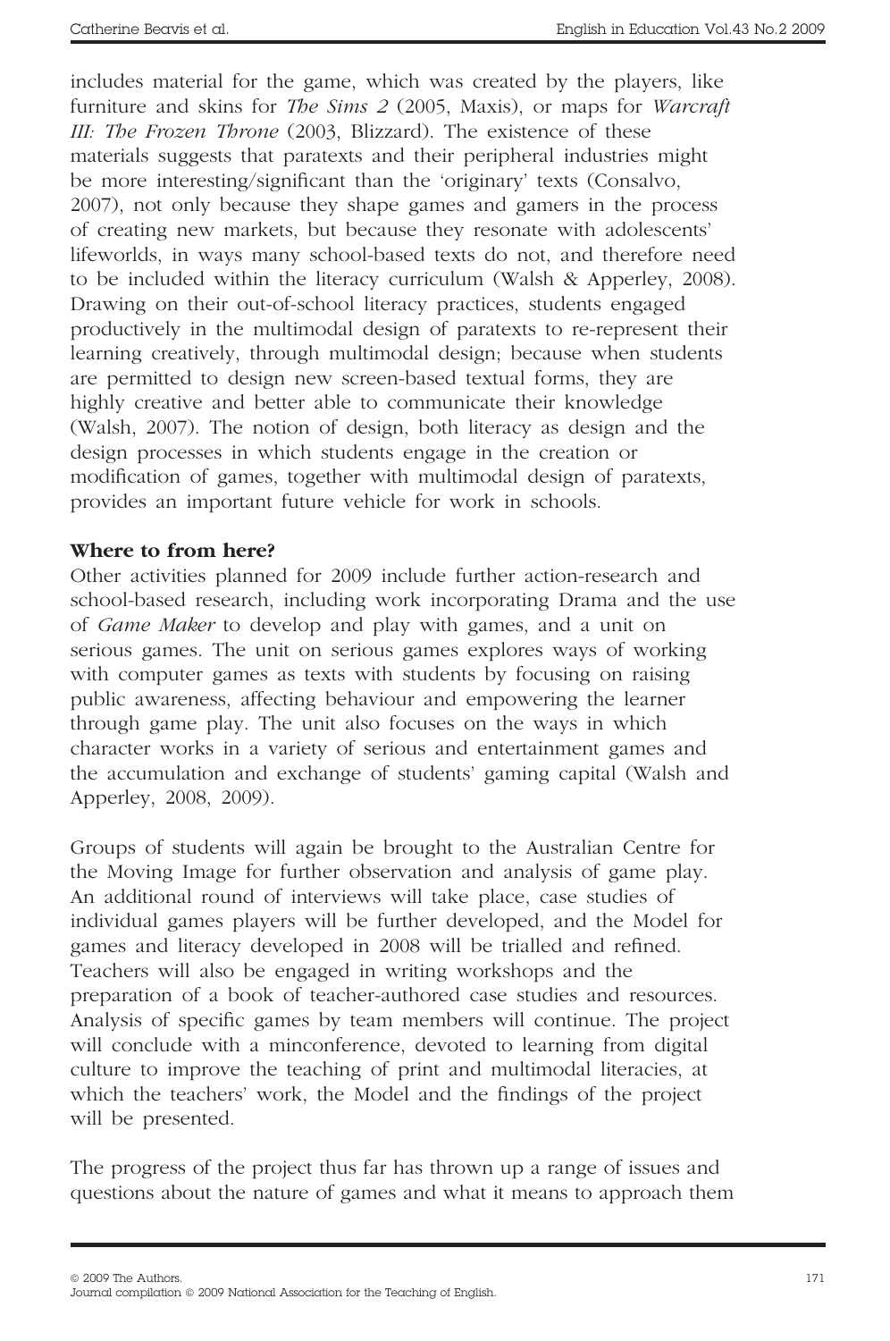includes material for the game, which was created by the players, like furniture and skins for *The Sims 2* (2005, Maxis), or maps for *Warcraft III: The Frozen Throne* (2003, Blizzard). The existence of these materials suggests that paratexts and their peripheral industries might be more interesting/significant than the 'originary' texts (Consalvo, 2007), not only because they shape games and gamers in the process of creating new markets, but because they resonate with adolescents' lifeworlds, in ways many school-based texts do not, and therefore need to be included within the literacy curriculum (Walsh & Apperley, 2008). Drawing on their out-of-school literacy practices, students engaged productively in the multimodal design of paratexts to re-represent their learning creatively, through multimodal design; because when students are permitted to design new screen-based textual forms, they are highly creative and better able to communicate their knowledge (Walsh, 2007). The notion of design, both literacy as design and the design processes in which students engage in the creation or modification of games, together with multimodal design of paratexts, provides an important future vehicle for work in schools.

**Where to from here?**

Other activities planned for 2009 include further action-research and school-based research, including work incorporating Drama and the use of *Game Maker* to develop and play with games, and a unit on serious games. The unit on serious games explores ways of working with computer games as texts with students by focusing on raising public awareness, affecting behaviour and empowering the learner through game play. The unit also focuses on the ways in which character works in a variety of serious and entertainment games and the accumulation and exchange of students' gaming capital (Walsh and Apperley, 2008, 2009).

Groups of students will again be brought to the Australian Centre for the Moving Image for further observation and analysis of game play. An additional round of interviews will take place, case studies of individual games players will be further developed, and the Model for games and literacy developed in 2008 will be trialled and refined. Teachers will also be engaged in writing workshops and the preparation of a book of teacher-authored case studies and resources. Analysis of specific games by team members will continue. The project will conclude with a minconference, devoted to learning from digital culture to improve the teaching of print and multimodal literacies, at which the teachers' work, the Model and the findings of the project will be presented.

The progress of the project thus far has thrown up a range of issues and questions about the nature of games and what it means to approach them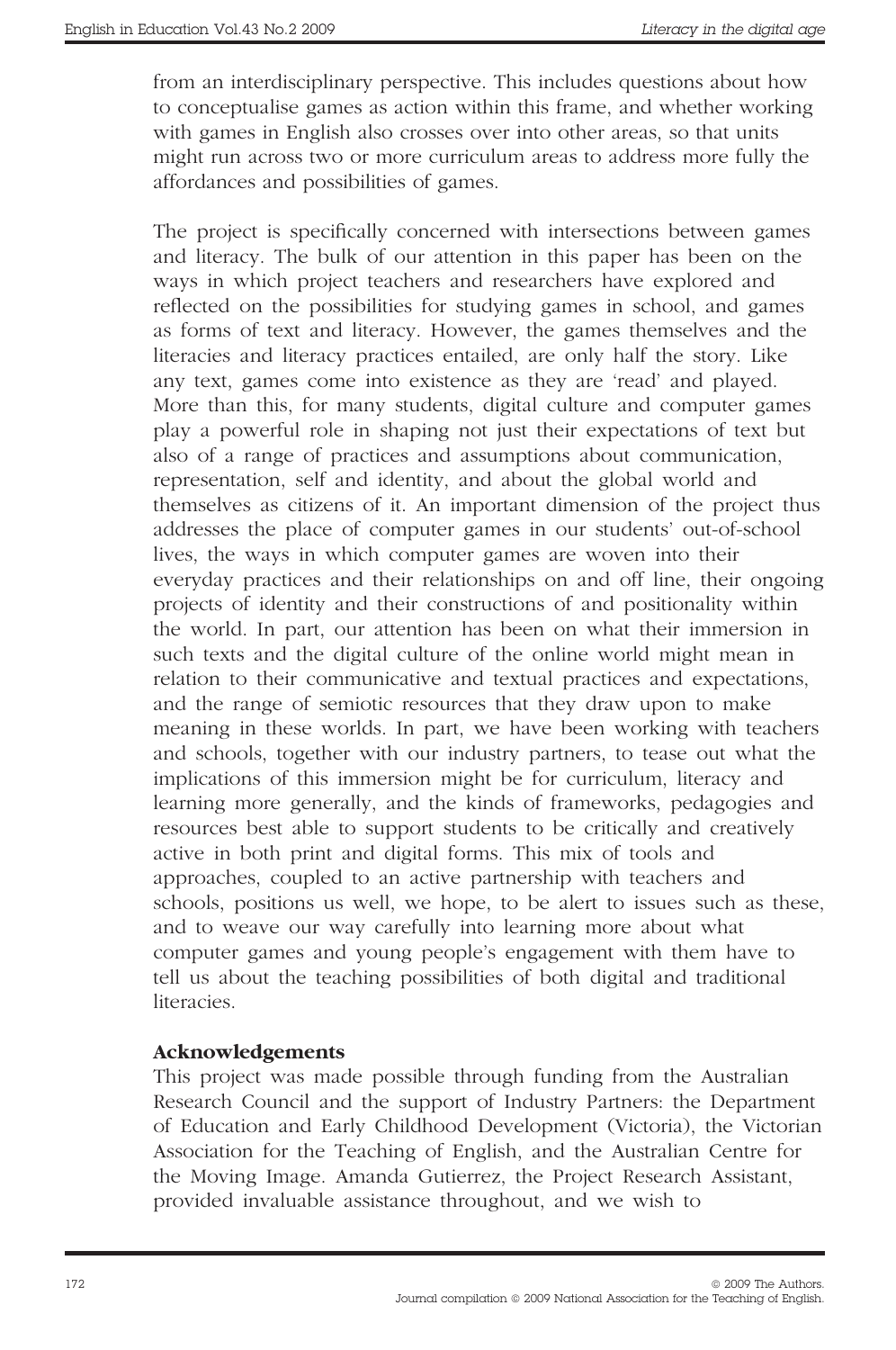from an interdisciplinary perspective. This includes questions about how to conceptualise games as action within this frame, and whether working with games in English also crosses over into other areas, so that units might run across two or more curriculum areas to address more fully the affordances and possibilities of games.

The project is specifically concerned with intersections between games and literacy. The bulk of our attention in this paper has been on the ways in which project teachers and researchers have explored and reflected on the possibilities for studying games in school, and games as forms of text and literacy. However, the games themselves and the literacies and literacy practices entailed, are only half the story. Like any text, games come into existence as they are 'read' and played. More than this, for many students, digital culture and computer games play a powerful role in shaping not just their expectations of text but also of a range of practices and assumptions about communication, representation, self and identity, and about the global world and themselves as citizens of it. An important dimension of the project thus addresses the place of computer games in our students' out-of-school lives, the ways in which computer games are woven into their everyday practices and their relationships on and off line, their ongoing projects of identity and their constructions of and positionality within the world. In part, our attention has been on what their immersion in such texts and the digital culture of the online world might mean in relation to their communicative and textual practices and expectations, and the range of semiotic resources that they draw upon to make meaning in these worlds. In part, we have been working with teachers and schools, together with our industry partners, to tease out what the implications of this immersion might be for curriculum, literacy and learning more generally, and the kinds of frameworks, pedagogies and resources best able to support students to be critically and creatively active in both print and digital forms. This mix of tools and approaches, coupled to an active partnership with teachers and schools, positions us well, we hope, to be alert to issues such as these, and to weave our way carefully into learning more about what computer games and young people's engagement with them have to tell us about the teaching possibilities of both digital and traditional literacies.

## Acknowledgements

This project was made possible through funding from the Australian Research Council and the support of Industry Partners: the Department of Education and Early Childhood Development (Victoria), the Victorian Association for the Teaching of English, and the Australian Centre for the Moving Image. Amanda Gutierrez, the Project Research Assistant, provided invaluable assistance throughout, and we wish to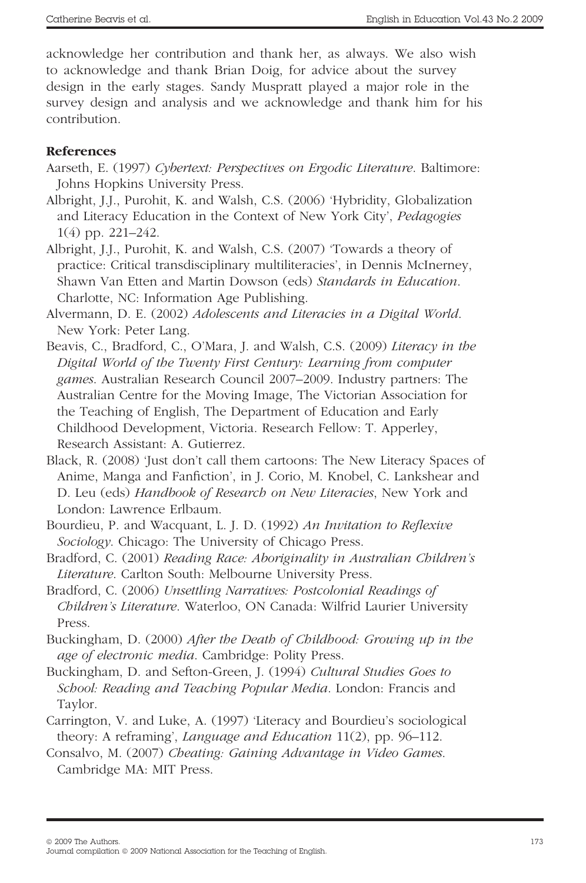acknowledge her contribution and thank her, as always. We also wish to acknowledge and thank Brian Doig, for advice about the survey design in the early stages. Sandy Muspratt played a major role in the survey design and analysis and we acknowledge and thank him for his contribution.

**References**

Aarseth, E. (1997) *Cybertext: Perspectives on Ergodic Literature*. Baltimore: Johns Hopkins University Press.

Albright, J.J., Purohit, K. and Walsh, C.S. (2006) 'Hybridity, Globalization and Literacy Education in the Context of New York City', *Pedagogies* 1(4) pp. 221–242.

Albright, J.J., Purohit, K. and Walsh, C.S. (2007) 'Towards a theory of practice: Critical transdisciplinary multiliteracies', in Dennis McInerney, Shawn Van Etten and Martin Dowson (eds) *Standards in Education*. Charlotte, NC: Information Age Publishing.

Alvermann, D. E. (2002) *Adolescents and Literacies in a Digital World*. New York: Peter Lang.

Beavis, C., Bradford, C., O'Mara, J. and Walsh, C.S. (2009) *Literacy in the Digital World of the Twenty First Century: Learning from computer games*. Australian Research Council 2007–2009. Industry partners: The Australian Centre for the Moving Image, The Victorian Association for the Teaching of English, The Department of Education and Early Childhood Development, Victoria. Research Fellow: T. Apperley, Research Assistant: A. Gutierrez.

Black, R. (2008) 'Just don't call them cartoons: The New Literacy Spaces of Anime, Manga and Fanfiction', in J. Corio, M. Knobel, C. Lankshear and D. Leu (eds) *Handbook of Research on New Literacies*, New York and London: Lawrence Erlbaum.

Bourdieu, P. and Wacquant, L. J. D. (1992) *An Invitation to Reflexive Sociology*. Chicago: The University of Chicago Press.

Bradford, C. (2001) *Reading Race: Aboriginality in Australian Children's Literature*. Carlton South: Melbourne University Press.

Bradford, C. (2006) *Unsettling Narratives: Postcolonial Readings of Children's Literature*. Waterloo, ON Canada: Wilfrid Laurier University Press.

Buckingham, D. (2000) *After the Death of Childhood: Growing up in the age of electronic media*. Cambridge: Polity Press.

Buckingham, D. and Sefton-Green, J. (1994) *Cultural Studies Goes to School: Reading and Teaching Popular Media*. London: Francis and Taylor.

Carrington, V. and Luke, A. (1997) 'Literacy and Bourdieu's sociological theory: A reframing', *Language and Education* 11(2), pp. 96–112.

Consalvo, M. (2007) *Cheating: Gaining Advantage in Video Games*. Cambridge MA: MIT Press.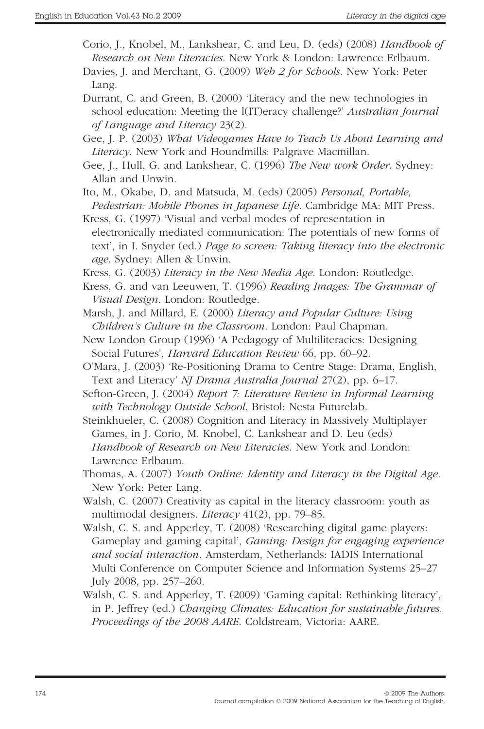Corio, J., Knobel, M., Lankshear, C. and Leu, D. (eds) (2008) *Handbook of Research on New Literacies*. New York & London: Lawrence Erlbaum.

Davies, J. and Merchant, G. (2009) *Web 2 for Schools*. New York: Peter Lang.

Durrant, C. and Green, B. (2000) 'Literacy and the new technologies in school education: Meeting the l(IT)eracy challenge?' *Australian Journal of Language and Literacy* 23(2).

Gee, J. P. (2003) *What Videogames Have to Teach Us About Learning and Literacy*. New York and Houndmills: Palgrave Macmillan.

Gee, J., Hull, G. and Lankshear, C. (1996) *The New work Order*. Sydney: Allan and Unwin.

Ito, M., Okabe, D. and Matsuda, M. (eds) (2005) *Personal, Portable, Pedestrian: Mobile Phones in Japanese Life*. Cambridge MA: MIT Press.

Kress, G. (1997) 'Visual and verbal modes of representation in electronically mediated communication: The potentials of new forms of text', in I. Snyder (ed.) *Page to screen: Taking literacy into the electronic age*. Sydney: Allen & Unwin.

Kress, G. (2003) *Literacy in the New Media Age*. London: Routledge.

Kress, G. and van Leeuwen, T. (1996) *Reading Images: The Grammar of Visual Design*. London: Routledge.

Marsh, J. and Millard, E. (2000) *Literacy and Popular Culture: Using Children's Culture in the Classroom*. London: Paul Chapman.

New London Group (1996) 'A Pedagogy of Multiliteracies: Designing Social Futures', *Harvard Education Review* 66, pp. 60–92.

O'Mara, J. (2003) 'Re-Positioning Drama to Centre Stage: Drama, English, Text and Literacy' *NJ Drama Australia Journal* 27(2), pp. 6–17.

Sefton-Green, J. (2004) *Report 7: Literature Review in Informal Learning with Technology Outside School*. Bristol: Nesta Futurelab.

Steinkhueler, C. (2008) Cognition and Literacy in Massively Multiplayer Games, in J. Corio, M. Knobel, C. Lankshear and D. Leu (eds) *Handbook of Research on New Literacies*. New York and London: Lawrence Erlbaum.

Thomas, A. (2007) *Youth Online: Identity and Literacy in the Digital Age*. New York: Peter Lang.

Walsh, C. (2007) Creativity as capital in the literacy classroom: youth as multimodal designers. *Literacy* 41(2), pp. 79–85.

Walsh, C. S. and Apperley, T. (2008) 'Researching digital game players: Gameplay and gaming capital', *Gaming: Design for engaging experience and social interaction*. Amsterdam, Netherlands: IADIS International Multi Conference on Computer Science and Information Systems 25–27 July 2008, pp. 257–260.

Walsh, C. S. and Apperley, T. (2009) 'Gaming capital: Rethinking literacy', in P. Jeffrey (ed.) *Changing Climates: Education for sustainable futures. Proceedings of the 2008 AARE*. Coldstream, Victoria: AARE.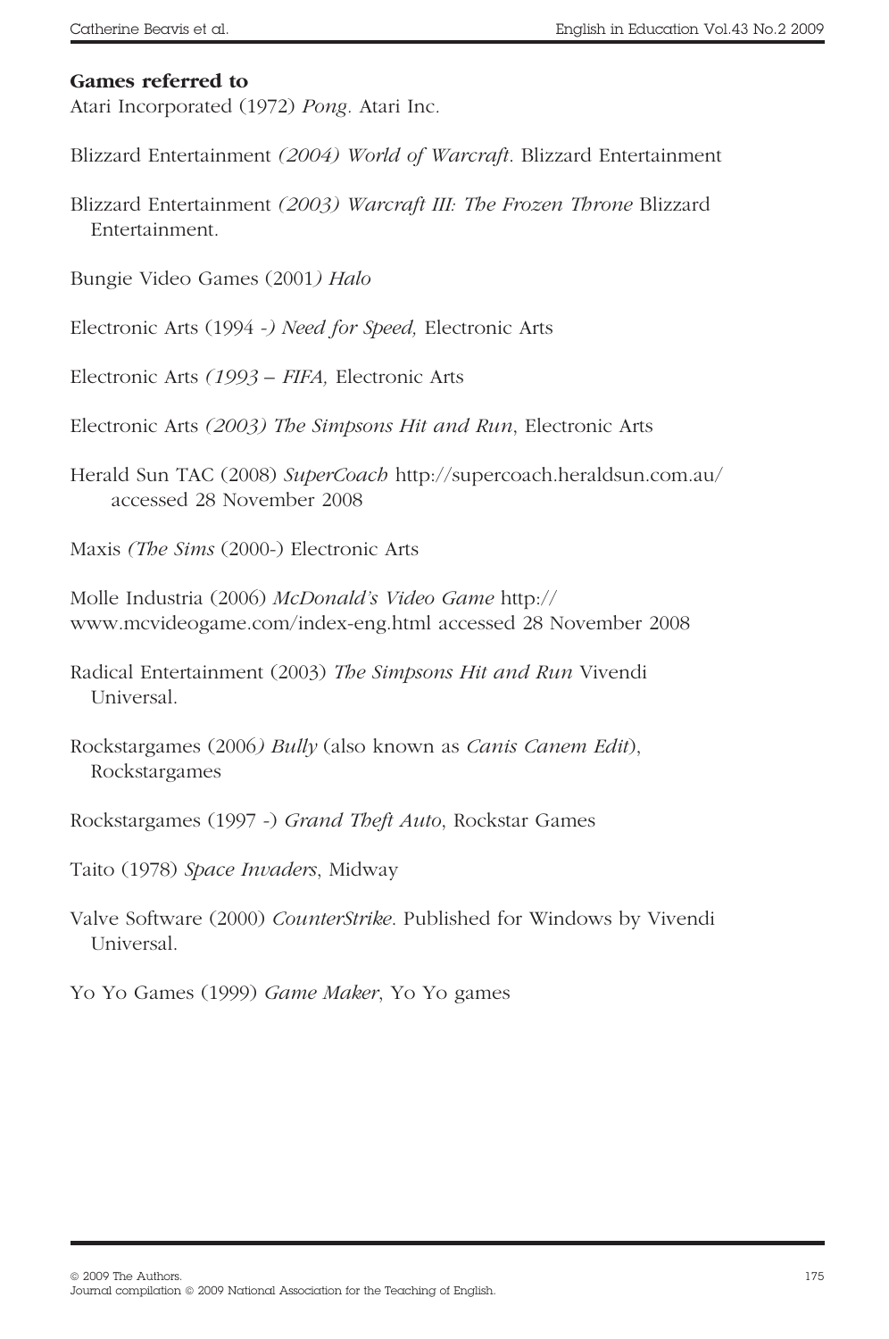**Games referred to**

Atari Incorporated (1972) *Pong*. Atari Inc.

Blizzard Entertainment *(2004) World of Warcraft*. Blizzard Entertainment

Blizzard Entertainment *(2003) Warcraft III: The Frozen Throne* Blizzard Entertainment.

Bungie Video Games (2001*) Halo*

Electronic Arts (1994 *-) Need for Speed,* Electronic Arts

Electronic Arts *(1993 – FIFA,* Electronic Arts

Electronic Arts *(2003) The Simpsons Hit and Run*, Electronic Arts

Herald Sun TAC (2008) *SuperCoach* http://supercoach.heraldsun.com.au/ accessed 28 November 2008

Maxis *(The Sims* (2000-) Electronic Arts

Molle Industria (2006) *McDonald's Video Game* http://www.mcvideogame.com/index-eng.html accessed 28 November 2008

Radical Entertainment (2003) *The Simpsons Hit and Run* Vivendi Universal.

Rockstargames (2006*) Bully* (also known as *Canis Canem Edit*), Rockstargames

Rockstargames (1997 -) *Grand Theft Auto*, Rockstar Games

Taito (1978) *Space Invaders*, Midway

Valve Software (2000) *CounterStrike*. Published for Windows by Vivendi Universal.

Yo Yo Games (1999) *Game Maker*, Yo Yo games